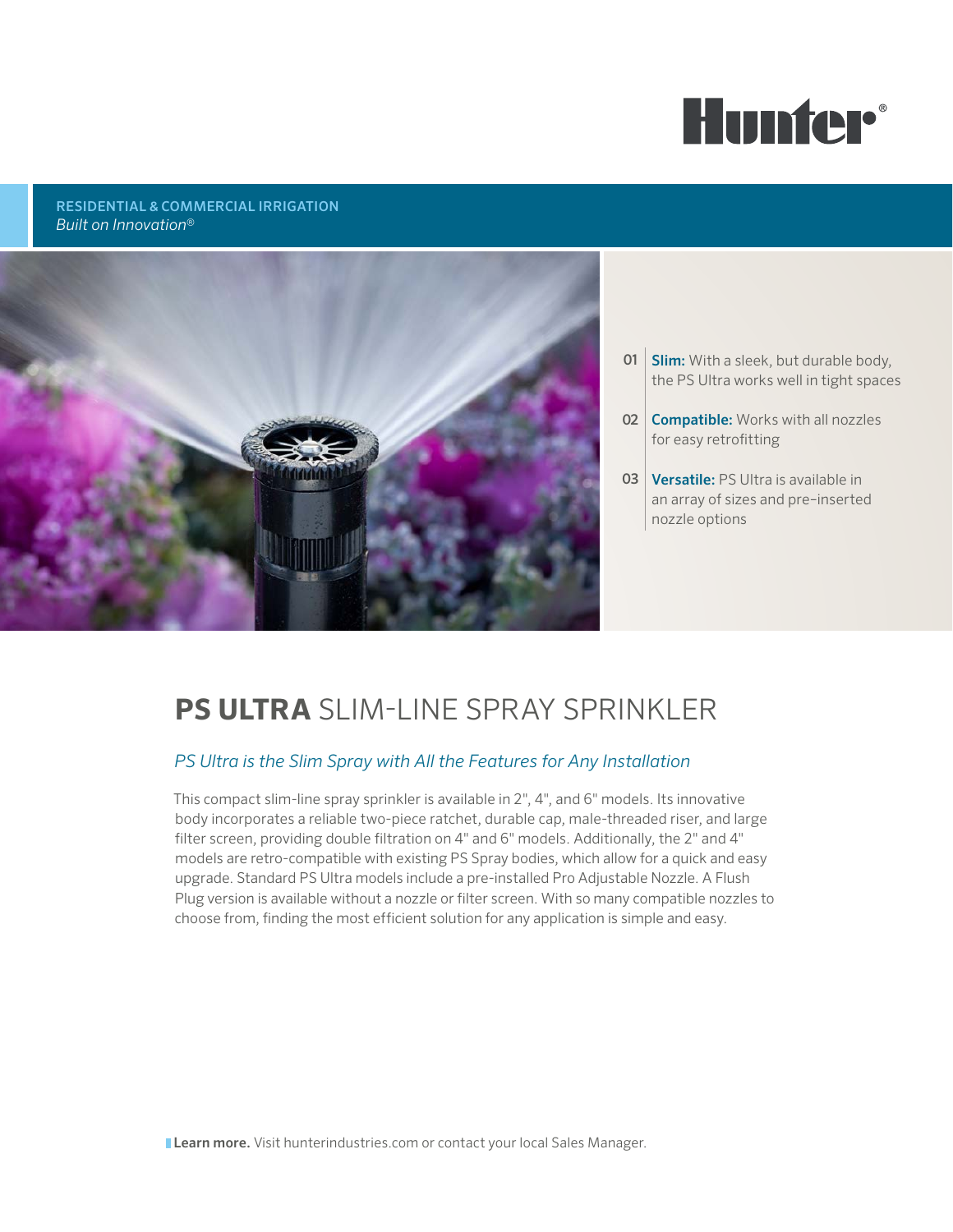Hunter®

**RESIDENTIAL & COMMERCIAL IRRIGATION**
*Built on Innovation®*

01 **Slim:** With a sleek, but durable body, the PS Ultra works well in tight spaces

02 **Compatible:** Works with all nozzles for easy retrofitting

03 **Versatile:** PS Ultra is available in an array of sizes and pre-inserted nozzle options

# **PS ULTRA** SLIM-LINE SPRAY SPRINKLER

*PS Ultra is the Slim Spray with All the Features for Any Installation*

This compact slim-line spray sprinkler is available in 2", 4", and 6" models. Its innovative body incorporates a reliable two-piece ratchet, durable cap, male-threaded riser, and large filter screen, providing double filtration on 4" and 6" models. Additionally, the 2" and 4" models are retro-compatible with existing PS Spray bodies, which allow for a quick and easy upgrade. Standard PS Ultra models include a pre-installed Pro Adjustable Nozzle. A Flush Plug version is available without a nozzle or filter screen. With so many compatible nozzles to choose from, finding the most efficient solution for any application is simple and easy.

**Learn more.** Visit hunterindustries.com or contact your local Sales Manager.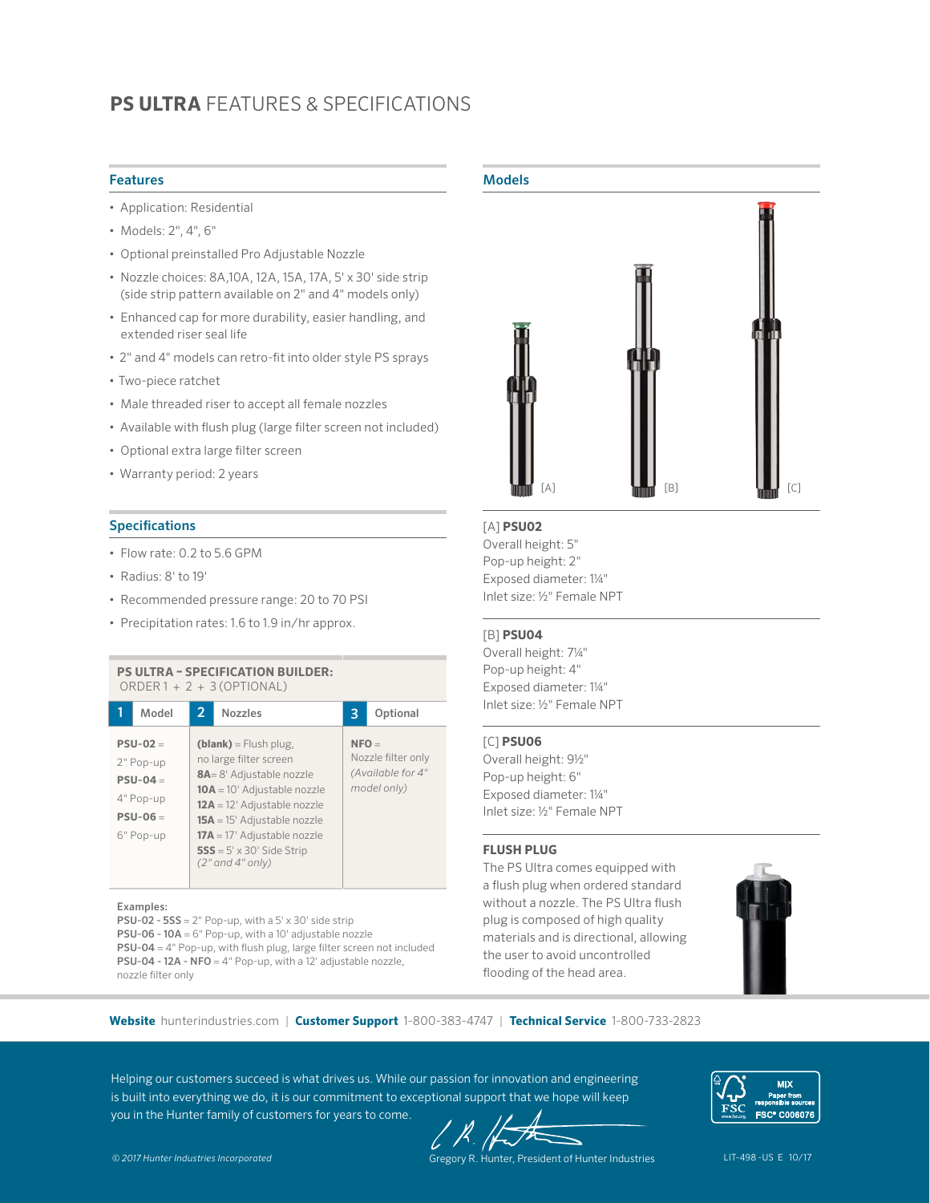# PS ULTRA FEATURES & SPECIFICATIONS

## Features

- Application: Residential
- Models: 2", 4", 6"
- Optional preinstalled Pro Adjustable Nozzle
- Nozzle choices: 8A,10A, 12A, 15A, 17A, 5' x 30' side strip (side strip pattern available on 2" and 4" models only)
- Enhanced cap for more durability, easier handling, and extended riser seal life
- 2" and 4" models can retro-fit into older style PS sprays
- Two-piece ratchet
- Male threaded riser to accept all female nozzles
- Available with flush plug (large filter screen not included)
- Optional extra large filter screen
- Warranty period: 2 years

## Specifications

- Flow rate: 0.2 to 5.6 GPM
- Radius: 8' to 19'
- Recommended pressure range: 20 to 70 PSI
- Precipitation rates: 1.6 to 1.9 in/hr approx.

**PS ULTRA – SPECIFICATION BUILDER:**
ORDER 1 + 2 + 3 (OPTIONAL)

| 1 Model | 2 Nozzles | 3 Optional |
|---|---|---|
| **PSU-02** = 2" Pop-up<br>**PSU-04** = 4" Pop-up<br>**PSU-06** = 6" Pop-up | **(blank)** = Flush plug, no large filter screen<br>**8A**= 8' Adjustable nozzle<br>**10A** = 10' Adjustable nozzle<br>**12A** = 12' Adjustable nozzle<br>**15A** = 15' Adjustable nozzle<br>**17A** = 17' Adjustable nozzle<br>**5SS** = 5' x 30' Side Strip *(2" and 4" only)* | **NFO** = Nozzle filter only *(Available for 4" model only)* |

**Examples:**
**PSU-02 - 5SS** = 2" Pop-up, with a 5' x 30' side strip
**PSU-06 - 10A** = 6" Pop-up, with a 10' adjustable nozzle
**PSU-04** = 4" Pop-up, with flush plug, large filter screen not included
**PSU-04 - 12A - NFO** = 4" Pop-up, with a 12' adjustable nozzle, nozzle filter only

## Models

[A] [B] [C]

[A] **PSU02**
Overall height: 5"
Pop-up height: 2"
Exposed diameter: 1¼"
Inlet size: ½" Female NPT

[B] **PSU04**
Overall height: 7¼"
Pop-up height: 4"
Exposed diameter: 1¼"
Inlet size: ½" Female NPT

[C] **PSU06**
Overall height: 9½"
Pop-up height: 6"
Exposed diameter: 1¼"
Inlet size: ½" Female NPT

**FLUSH PLUG**

The PS Ultra comes equipped with a flush plug when ordered standard without a nozzle. The PS Ultra flush plug is composed of high quality materials and is directional, allowing the user to avoid uncontrolled flooding of the head area.

**Website** hunterindustries.com | **Customer Support** 1-800-383-4747 | **Technical Service** 1-800-733-2823

Helping our customers succeed is what drives us. While our passion for innovation and engineering is built into everything we do, it is our commitment to exceptional support that we hope will keep you in the Hunter family of customers for years to come.

Gregory R. Hunter, President of Hunter Industries

*© 2017 Hunter Industries Incorporated*

MIX Paper from responsible sources FSC® C006076

LIT-498 -US E 10/17